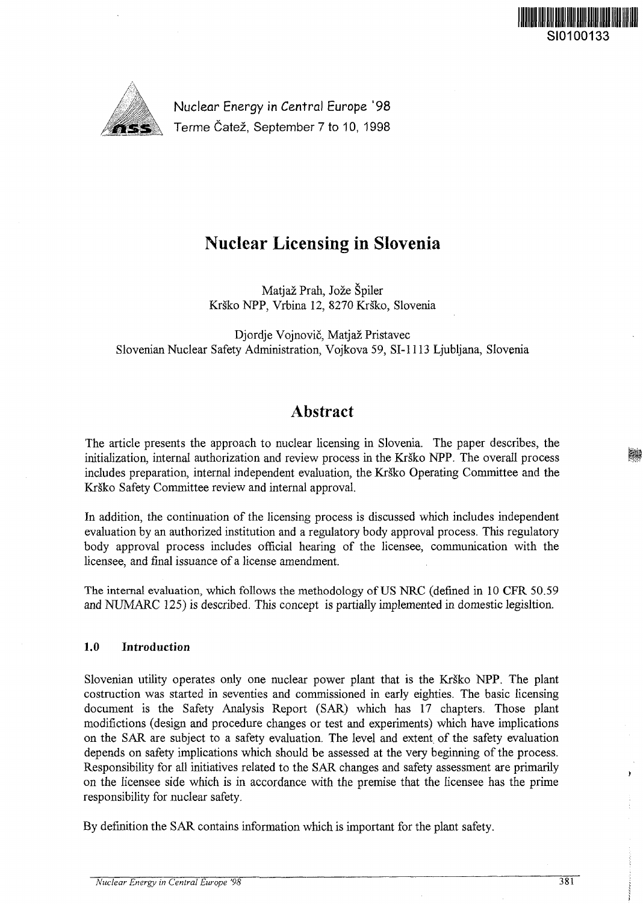SI0100133

Nuclear Energy in Central Europe '98
Terme Čatež, September 7 to 10, 1998

# Nuclear Licensing in Slovenia

Matjaž Prah, Jože Špiler
Krško NPP, Vrbina 12, 8270 Krško, Slovenia

Djordje Vojnovič, Matjaž Pristavec
Slovenian Nuclear Safety Administration, Vojkova 59, SI-1113 Ljubljana, Slovenia

## Abstract

The article presents the approach to nuclear licensing in Slovenia. The paper describes, the initialization, internal authorization and review process in the Krško NPP. The overall process includes preparation, internal independent evaluation, the Krško Operating Committee and the Krško Safety Committee review and internal approval.

In addition, the continuation of the licensing process is discussed which includes independent evaluation by an authorized institution and a regulatory body approval process. This regulatory body approval process includes official hearing of the licensee, communication with the licensee, and final issuance of a license amendment.

The internal evaluation, which follows the methodology of US NRC (defined in 10 CFR 50.59 and NUMARC 125) is described. This concept is partially implemented in domestic legisltion.

### 1.0 Introduction

Slovenian utility operates only one nuclear power plant that is the Krško NPP. The plant costruction was started in seventies and commissioned in early eighties. The basic licensing document is the Safety Analysis Report (SAR) which has 17 chapters. Those plant modifictions (design and procedure changes or test and experiments) which have implications on the SAR are subject to a safety evaluation. The level and extent of the safety evaluation depends on safety implications which should be assessed at the very beginning of the process. Responsibility for all initiatives related to the SAR changes and safety assessment are primarily on the licensee side which is in accordance with the premise that the licensee has the prime responsibility for nuclear safety.

By definition the SAR contains information which is important for the plant safety.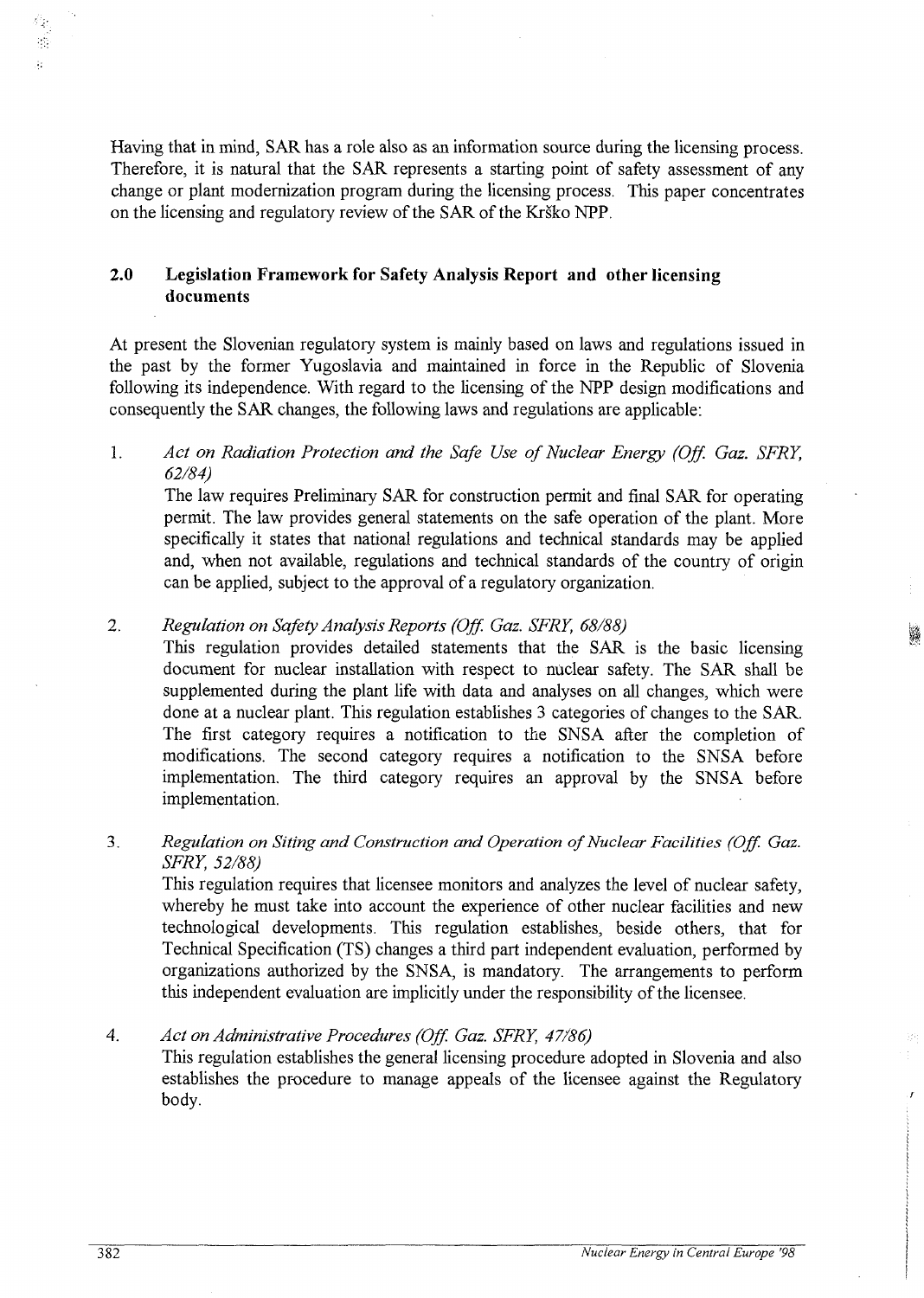Having that in mind, SAR has a role also as an information source during the licensing process. Therefore, it is natural that the SAR represents a starting point of safety assessment of any change or plant modernization program during the licensing process. This paper concentrates on the licensing and regulatory review of the SAR of the Krško NPP.

## 2.0 Legislation Framework for Safety Analysis Report and other licensing documents

At present the Slovenian regulatory system is mainly based on laws and regulations issued in the past by the former Yugoslavia and maintained in force in the Republic of Slovenia following its independence. With regard to the licensing of the NPP design modifications and consequently the SAR changes, the following laws and regulations are applicable:

1. *Act on Radiation Protection and the Safe Use of Nuclear Energy (Off. Gaz. SFRY, 62/84)*

   The law requires Preliminary SAR for construction permit and final SAR for operating permit. The law provides general statements on the safe operation of the plant. More specifically it states that national regulations and technical standards may be applied and, when not available, regulations and technical standards of the country of origin can be applied, subject to the approval of a regulatory organization.

2. *Regulation on Safety Analysis Reports (Off. Gaz. SFRY, 68/88)*

   This regulation provides detailed statements that the SAR is the basic licensing document for nuclear installation with respect to nuclear safety. The SAR shall be supplemented during the plant life with data and analyses on all changes, which were done at a nuclear plant. This regulation establishes 3 categories of changes to the SAR. The first category requires a notification to the SNSA after the completion of modifications. The second category requires a notification to the SNSA before implementation. The third category requires an approval by the SNSA before implementation.

3. *Regulation on Siting and Construction and Operation of Nuclear Facilities (Off. Gaz. SFRY, 52/88)*

   This regulation requires that licensee monitors and analyzes the level of nuclear safety, whereby he must take into account the experience of other nuclear facilities and new technological developments. This regulation establishes, beside others, that for Technical Specification (TS) changes a third part independent evaluation, performed by organizations authorized by the SNSA, is mandatory. The arrangements to perform this independent evaluation are implicitly under the responsibility of the licensee.

4. *Act on Administrative Procedures (Off. Gaz. SFRY, 47/86)*

   This regulation establishes the general licensing procedure adopted in Slovenia and also establishes the procedure to manage appeals of the licensee against the Regulatory body.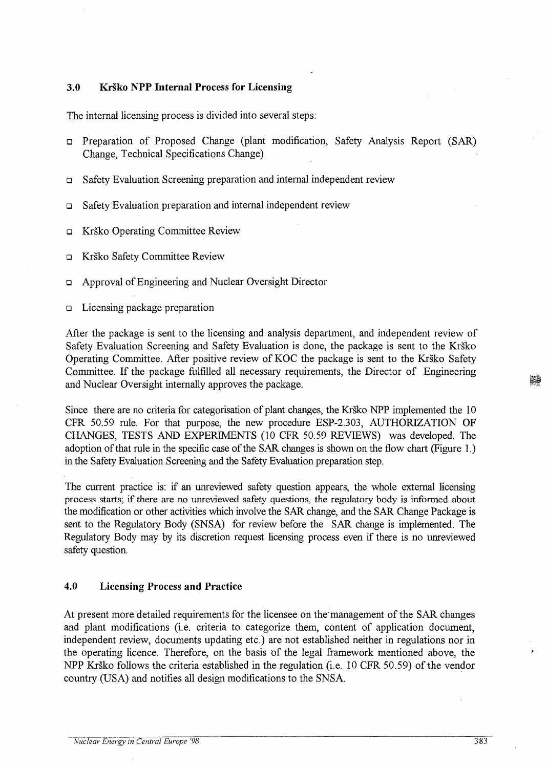## 3.0 Krško NPP Internal Process for Licensing

The internal licensing process is divided into several steps:

- Preparation of Proposed Change (plant modification, Safety Analysis Report (SAR) Change, Technical Specifications Change)
- Safety Evaluation Screening preparation and internal independent review
- Safety Evaluation preparation and internal independent review
- Krško Operating Committee Review
- Krško Safety Committee Review
- Approval of Engineering and Nuclear Oversight Director
- Licensing package preparation

After the package is sent to the licensing and analysis department, and independent review of Safety Evaluation Screening and Safety Evaluation is done, the package is sent to the Krško Operating Committee. After positive review of KOC the package is sent to the Krško Safety Committee. If the package fulfilled all necessary requirements, the Director of Engineering and Nuclear Oversight internally approves the package.

Since there are no criteria for categorisation of plant changes, the Krško NPP implemented the 10 CFR 50.59 rule. For that purpose, the new procedure ESP-2.303, AUTHORIZATION OF CHANGES, TESTS AND EXPERIMENTS (10 CFR 50.59 REVIEWS) was developed. The adoption of that rule in the specific case of the SAR changes is shown on the flow chart (Figure 1.) in the Safety Evaluation Screening and the Safety Evaluation preparation step.

The current practice is: if an unreviewed safety question appears, the whole external licensing process starts; if there are no unreviewed safety questions, the regulatory body is informed about the modification or other activities which involve the SAR change, and the SAR Change Package is sent to the Regulatory Body (SNSA) for review before the SAR change is implemented. The Regulatory Body may by its discretion request licensing process even if there is no unreviewed safety question.

## 4.0 Licensing Process and Practice

At present more detailed requirements for the licensee on the management of the SAR changes and plant modifications (i.e. criteria to categorize them, content of application document, independent review, documents updating etc.) are not established neither in regulations nor in the operating licence. Therefore, on the basis of the legal framework mentioned above, the NPP Krško follows the criteria established in the regulation (i.e. 10 CFR 50.59) of the vendor country (USA) and notifies all design modifications to the SNSA.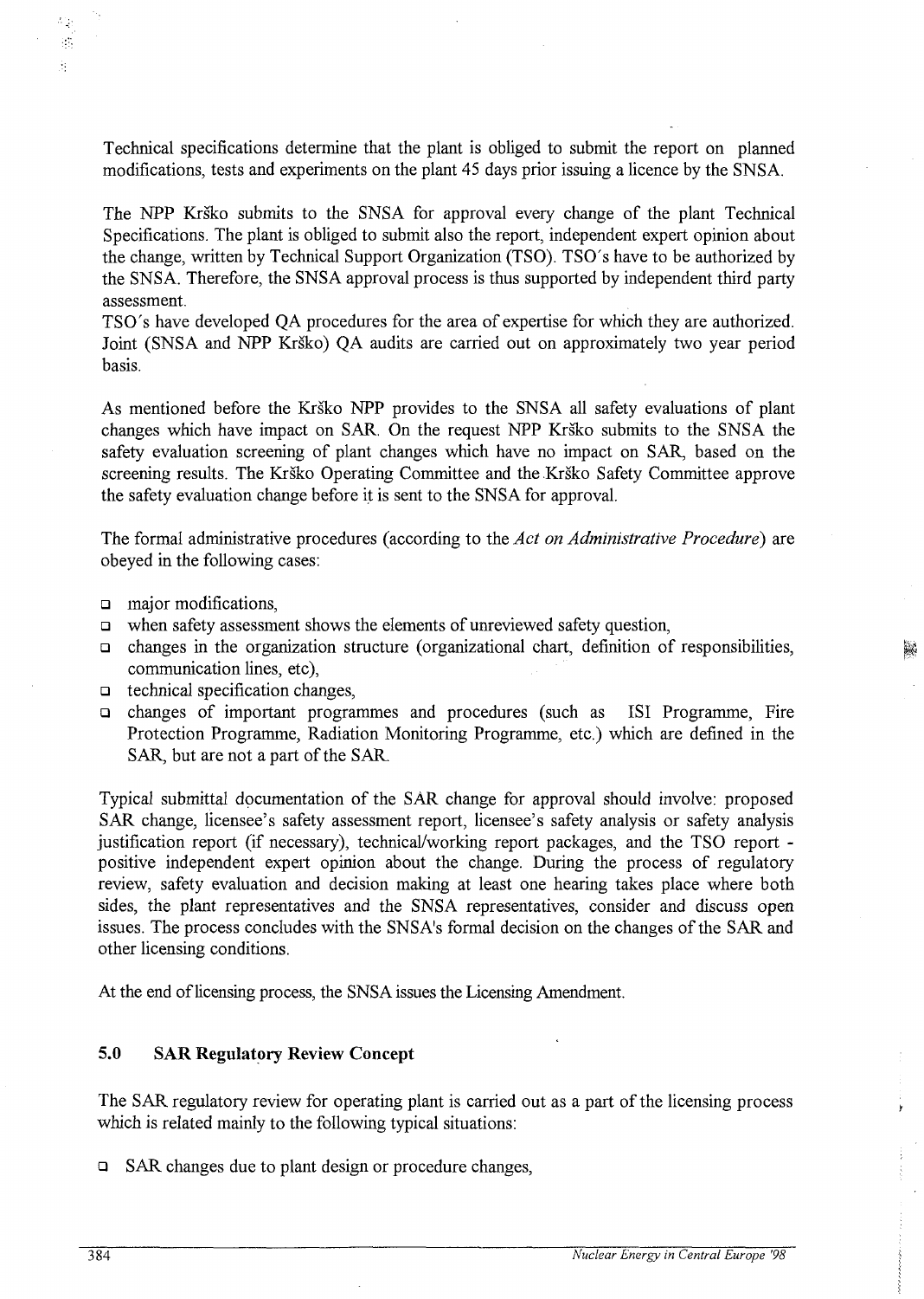Technical specifications determine that the plant is obliged to submit the report on planned modifications, tests and experiments on the plant 45 days prior issuing a licence by the SNSA.

The NPP Krško submits to the SNSA for approval every change of the plant Technical Specifications. The plant is obliged to submit also the report, independent expert opinion about the change, written by Technical Support Organization (TSO). TSO´s have to be authorized by the SNSA. Therefore, the SNSA approval process is thus supported by independent third party assessment.
TSO´s have developed QA procedures for the area of expertise for which they are authorized. Joint (SNSA and NPP Krško) QA audits are carried out on approximately two year period basis.

As mentioned before the Krško NPP provides to the SNSA all safety evaluations of plant changes which have impact on SAR. On the request NPP Krško submits to the SNSA the safety evaluation screening of plant changes which have no impact on SAR, based on the screening results. The Krško Operating Committee and the Krško Safety Committee approve the safety evaluation change before it is sent to the SNSA for approval.

The formal administrative procedures (according to the *Act on Administrative Procedure*) are obeyed in the following cases:

- major modifications,
- when safety assessment shows the elements of unreviewed safety question,
- changes in the organization structure (organizational chart, definition of responsibilities, communication lines, etc),
- technical specification changes,
- changes of important programmes and procedures (such as ISI Programme, Fire Protection Programme, Radiation Monitoring Programme, etc.) which are defined in the SAR, but are not a part of the SAR.

Typical submittal documentation of the SAR change for approval should involve: proposed SAR change, licensee's safety assessment report, licensee's safety analysis or safety analysis justification report (if necessary), technical/working report packages, and the TSO report - positive independent expert opinion about the change. During the process of regulatory review, safety evaluation and decision making at least one hearing takes place where both sides, the plant representatives and the SNSA representatives, consider and discuss open issues. The process concludes with the SNSA's formal decision on the changes of the SAR and other licensing conditions.

At the end of licensing process, the SNSA issues the Licensing Amendment.

## 5.0 SAR Regulatory Review Concept

The SAR regulatory review for operating plant is carried out as a part of the licensing process which is related mainly to the following typical situations:

- SAR changes due to plant design or procedure changes,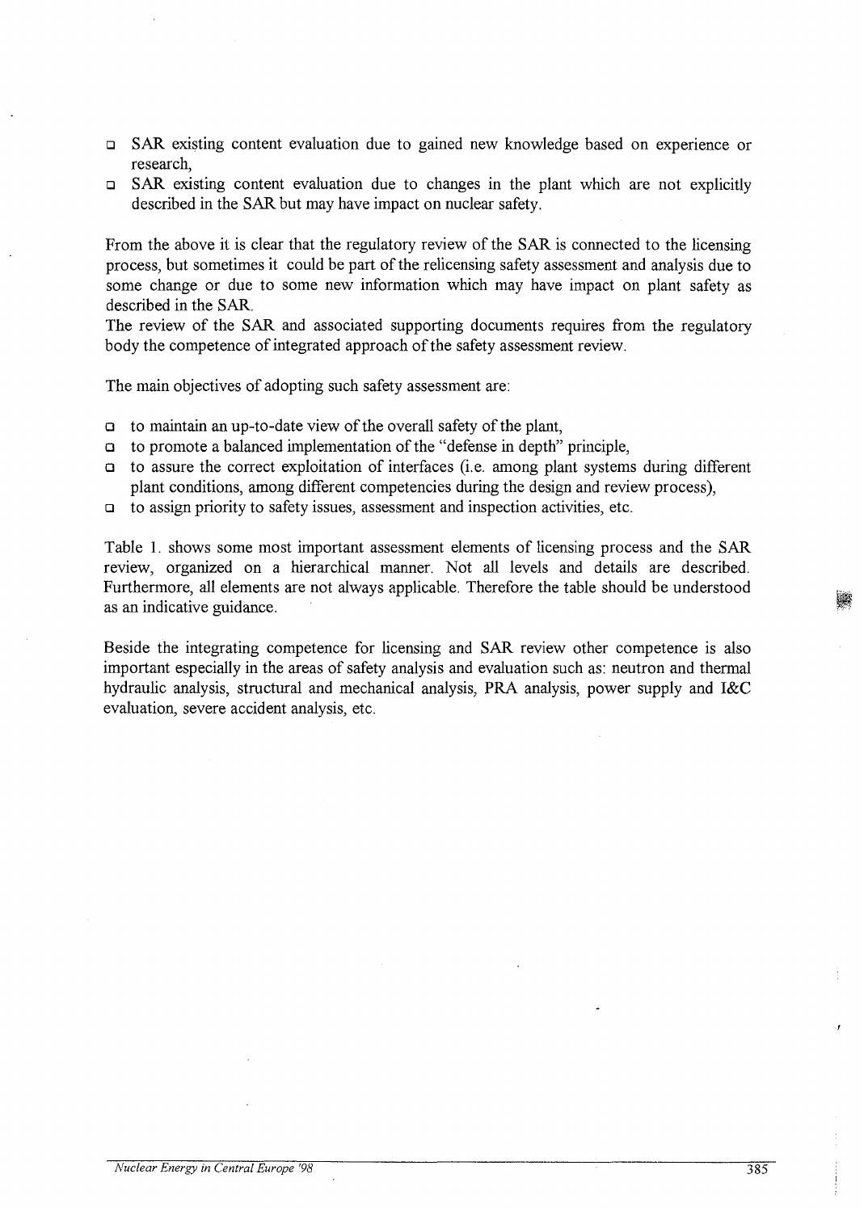- SAR existing content evaluation due to gained new knowledge based on experience or research,
- SAR existing content evaluation due to changes in the plant which are not explicitly described in the SAR but may have impact on nuclear safety.

From the above it is clear that the regulatory review of the SAR is connected to the licensing process, but sometimes it could be part of the relicensing safety assessment and analysis due to some change or due to some new information which may have impact on plant safety as described in the SAR.
The review of the SAR and associated supporting documents requires from the regulatory body the competence of integrated approach of the safety assessment review.

The main objectives of adopting such safety assessment are:

- to maintain an up-to-date view of the overall safety of the plant,
- to promote a balanced implementation of the "defense in depth" principle,
- to assure the correct exploitation of interfaces (i.e. among plant systems during different plant conditions, among different competencies during the design and review process),
- to assign priority to safety issues, assessment and inspection activities, etc.

Table 1. shows some most important assessment elements of licensing process and the SAR review, organized on a hierarchical manner. Not all levels and details are described. Furthermore, all elements are not always applicable. Therefore the table should be understood as an indicative guidance.

Beside the integrating competence for licensing and SAR review other competence is also important especially in the areas of safety analysis and evaluation such as: neutron and thermal hydraulic analysis, structural and mechanical analysis, PRA analysis, power supply and I&C evaluation, severe accident analysis, etc.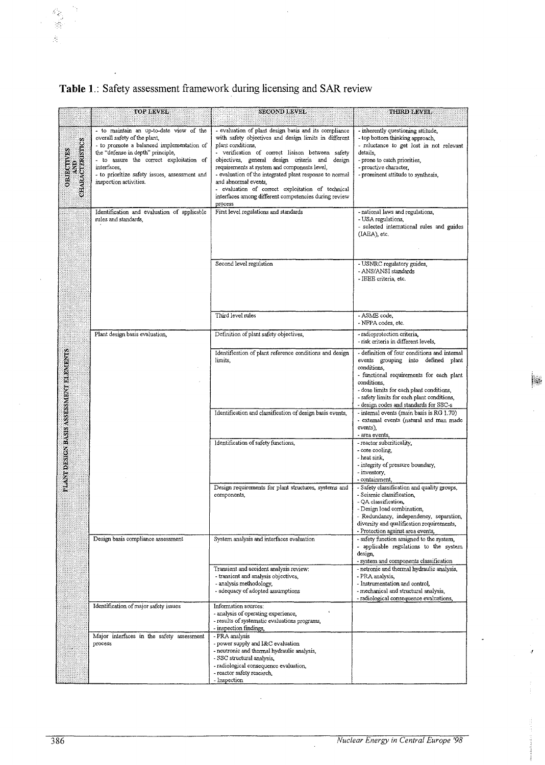**Table 1.**: Safety assessment framework during licensing and SAR review

| | TOP LEVEL | SECOND LEVEL | THIRD LEVEL |
|---|---|---|---|
| OBJECTIVES AND CHARACTERISTICS | - to maintain an up-to-date view of the overall safety of the plant, - to promote a balanced implementation of the "defense in depth" principle, - to assure the correct exploitation of interfaces, - to prioritize safety issues, assessment and inspection activities. | - evaluation of plant design basis and its compliance with safety objectives and design limits in different plant conditions, - verification of correct liaison between safety objectives, general design criteria and design requirements at system and components level, - evaluation of the integrated plant response to normal and abnormal events, - evaluation of correct exploitation of technical interfaces among different competencies during review process | - inherently questioning attitude, - top bottom thinking approach, - reluctance to get lost in not relevant details, - prone to catch priorities, - proactive character, - prominent attitude to synthesis, |
| PLANT DESIGN BASIS ASSESSMENT ELEMENTS | Identification and evaluation of applicable rules and standards, | First level regulations and standards | - national laws and regulations, - USA regulations, - selected international rules and guides (IAEA), etc. |
| | | Second level regulation | - USNRC regulatory guides, - ANS/ANSI standards - IEEE criteria, etc. |
| | | Third level rules | - ASME code, - NFPA codes, etc. |
| | Plant design basis evaluation, | Definition of plant safety objectives, | - radioprotection criteria, - risk criteria in different levels, |
| | | Identification of plant reference conditions and design limits, | - definition of four conditions and internal events grouping into defined plant conditions, - functional requirements for each plant conditions, - dose limits for each plant conditions, - safety limits for each plant conditions, - design codes and standards for SSC-s |
| | | Identification and classification of design basis events, | - internal events (main basis is RG 1.70) - external events (natural and man made events), - area events, |
| | | Identification of safety functions, | - reactor subcriticality, - core cooling, - heat sink, - integrity of pressure boundary, - inventory, - containment, |
| | | Design requirements for plant structures, systems and components, | - Safety classification and quality groups, - Seismic classification, - QA classification, - Design load combination, - Redundancy, independency, separation, diversity and qualification requirements, - Protection against area events, |
| | Design basis compliance assessment | System analysis and interfaces evaluation | - safety function assigned to the system, - applicable regulations to the system design, - system and components classification |
| | | Transient and accident analysis review: - transient and analysis objectives, - analysis methodology, - adequacy of adopted assumptions | - netronic and thermal hydraulic analysis, - PRA analysis, - Instrumentation and control, - mechanical and structural analysis, - radiological consequence evaluations, |
| | Identification of major safety issues | Information sources: - analysis of operating experience, - results of systematic evaluations programs, - inspection findings, | |
| | Major interfaces in the safety assessment process | - PRA analysis - power supply and I&C evaluation - neutronic and thermal hydraulic analysis, - SSC structural analysis, - radiological consequence evaluation, - reactor safety research, - Inspection | |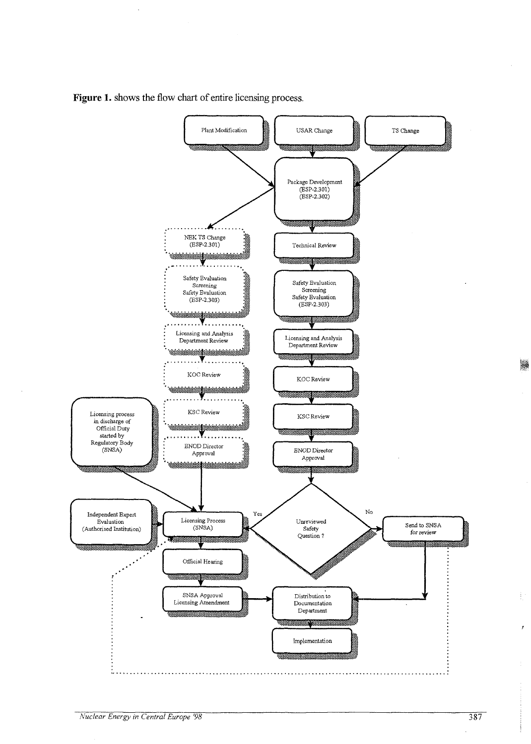**Figure 1.** shows the flow chart of entire licensing process.

Plant Modification

USAR Change

TS Change

Package Development (ESP-2.301) (ESP-2.302)

NEK TS Change (ESP-2.301)

Safety Evaluation Screening Safety Evaluation (ESP-2.303)

Licensing and Analysis Department Review

KOC Review

KSC Review

ENOD Director Approval

Technical Review

Safety Evaluation Screening Safety Evaluation (ESP-2.303)

Licensing and Analysis Department Review

KOC Review

KSC Review

ENOD Director Approval

Licensing process in discharge of Official Duty started by Regulatory Body (SNSA)

Independent Expert Evaluation (Authorised Institution)

Licensing Process (SNSA)

Unreviewed Safety Question ?

Yes

No

Send to SNSA for review

Official Hearing

SNSA Approval Licensing Amendment

Distribution to Documentation Department

Implementation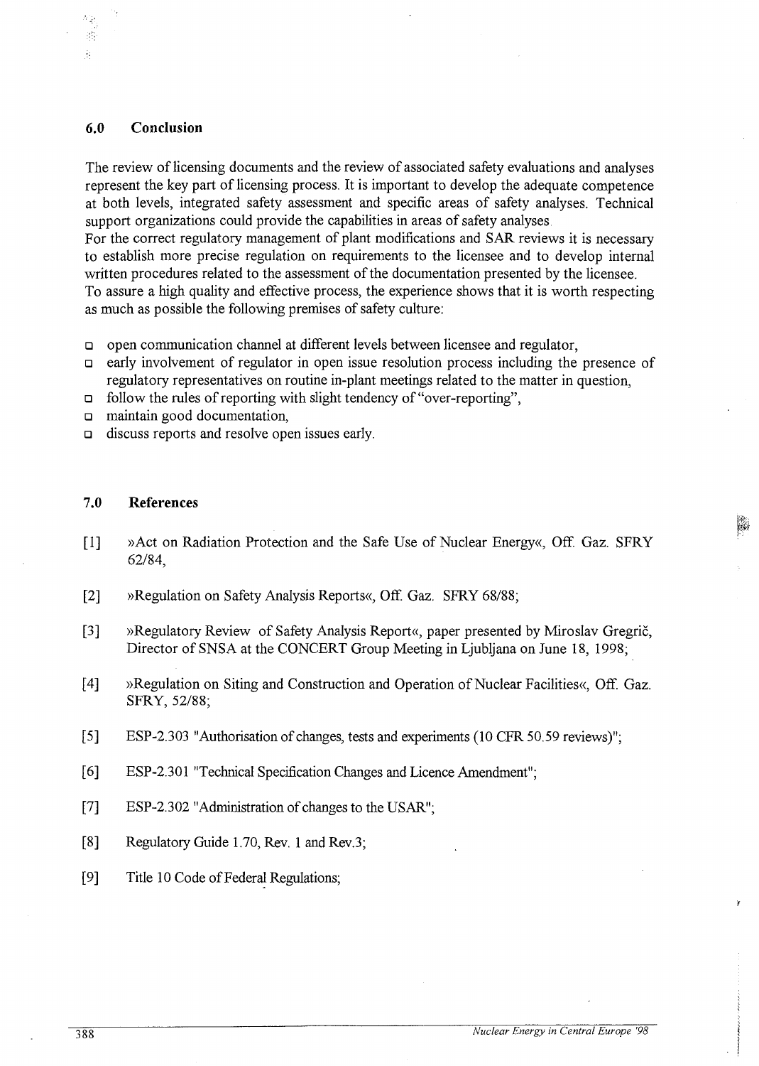## 6.0 Conclusion

The review of licensing documents and the review of associated safety evaluations and analyses represent the key part of licensing process. It is important to develop the adequate competence at both levels, integrated safety assessment and specific areas of safety analyses. Technical support organizations could provide the capabilities in areas of safety analyses.

For the correct regulatory management of plant modifications and SAR reviews it is necessary to establish more precise regulation on requirements to the licensee and to develop internal written procedures related to the assessment of the documentation presented by the licensee.

To assure a high quality and effective process, the experience shows that it is worth respecting as much as possible the following premises of safety culture:

- open communication channel at different levels between licensee and regulator,
- early involvement of regulator in open issue resolution process including the presence of regulatory representatives on routine in-plant meetings related to the matter in question,
- follow the rules of reporting with slight tendency of "over-reporting",
- maintain good documentation,
- discuss reports and resolve open issues early.

## 7.0 References

[1] »Act on Radiation Protection and the Safe Use of Nuclear Energy«, Off. Gaz. SFRY 62/84,

[2] »Regulation on Safety Analysis Reports«, Off. Gaz. SFRY 68/88;

[3] »Regulatory Review of Safety Analysis Report«, paper presented by Miroslav Gregrič, Director of SNSA at the CONCERT Group Meeting in Ljubljana on June 18, 1998;

[4] »Regulation on Siting and Construction and Operation of Nuclear Facilities«, Off. Gaz. SFRY, 52/88;

[5] ESP-2.303 "Authorisation of changes, tests and experiments (10 CFR 50.59 reviews)";

[6] ESP-2.301 "Technical Specification Changes and Licence Amendment";

[7] ESP-2.302 "Administration of changes to the USAR";

[8] Regulatory Guide 1.70, Rev. 1 and Rev.3;

[9] Title 10 Code of Federal Regulations;